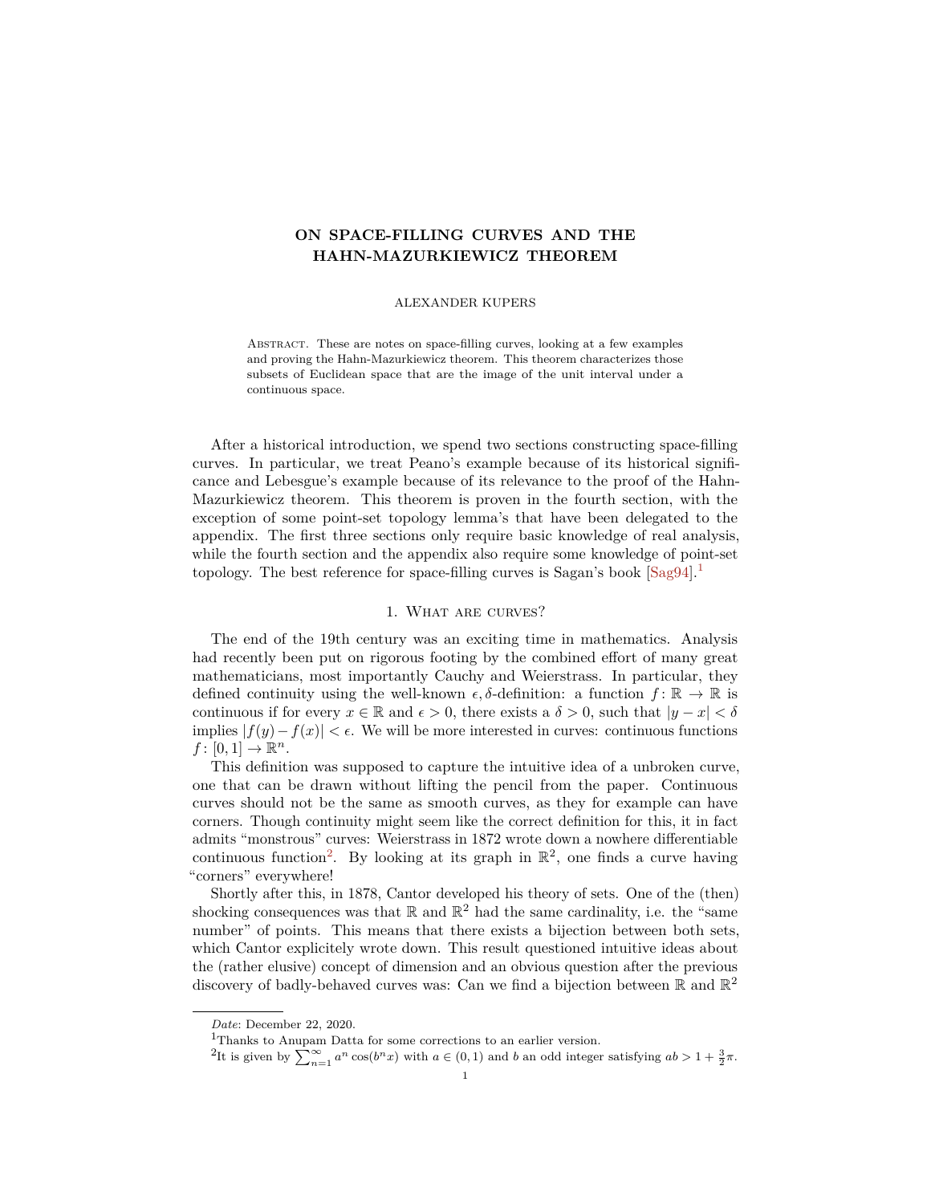# ON SPACE-FILLING CURVES AND THE HAHN-MAZURKIEWICZ THEOREM

ALEXANDER KUPERS

Abstract. These are notes on space-filling curves, looking at a few examples and proving the Hahn-Mazurkiewicz theorem. This theorem characterizes those subsets of Euclidean space that are the image of the unit interval under a continuous space.

After a historical introduction, we spend two sections constructing space-filling curves. In particular, we treat Peano's example because of its historical significance and Lebesgue's example because of its relevance to the proof of the Hahn-Mazurkiewicz theorem. This theorem is proven in the fourth section, with the exception of some point-set topology lemma's that have been delegated to the appendix. The first three sections only require basic knowledge of real analysis, while the fourth section and the appendix also require some knowledge of point-set topology. The best reference for space-filling curves is Sagan's book [Sag94].[1]

## 1. What are curves?

The end of the 19th century was an exciting time in mathematics. Analysis had recently been put on rigorous footing by the combined effort of many great mathematicians, most importantly Cauchy and Weierstrass. In particular, they defined continuity using the well-known $\epsilon, \delta$-definition: a function $f: \mathbb{R} \to \mathbb{R}$ is continuous if for every $x \in \mathbb{R}$ and $\epsilon > 0$, there exists a $\delta > 0$, such that $|y - x| < \delta$ implies $|f(y) - f(x)| < \epsilon$. We will be more interested in curves: continuous functions $f: [0, 1] \to \mathbb{R}^n$.

This definition was supposed to capture the intuitive idea of a unbroken curve, one that can be drawn without lifting the pencil from the paper. Continuous curves should not be the same as smooth curves, as they for example can have corners. Though continuity might seem like the correct definition for this, it in fact admits "monstrous" curves: Weierstrass in 1872 wrote down a nowhere differentiable continuous function[2]. By looking at its graph in $\mathbb{R}^2$, one finds a curve having "corners" everywhere!

Shortly after this, in 1878, Cantor developed his theory of sets. One of the (then) shocking consequences was that $\mathbb{R}$ and $\mathbb{R}^2$ had the same cardinality, i.e. the "same number" of points. This means that there exists a bijection between both sets, which Cantor explicitely wrote down. This result questioned intuitive ideas about the (rather elusive) concept of dimension and an obvious question after the previous discovery of badly-behaved curves was: Can we find a bijection between $\mathbb{R}$ and $\mathbb{R}^2$

*Date*: December 22, 2020.

[1] Thanks to Anupam Datta for some corrections to an earlier version.

[2] It is given by $\sum_{n=1}^{\infty} a^n \cos(b^n x)$ with $a \in (0, 1)$ and $b$ an odd integer satisfying $ab > 1 + \frac{3}{2}\pi$.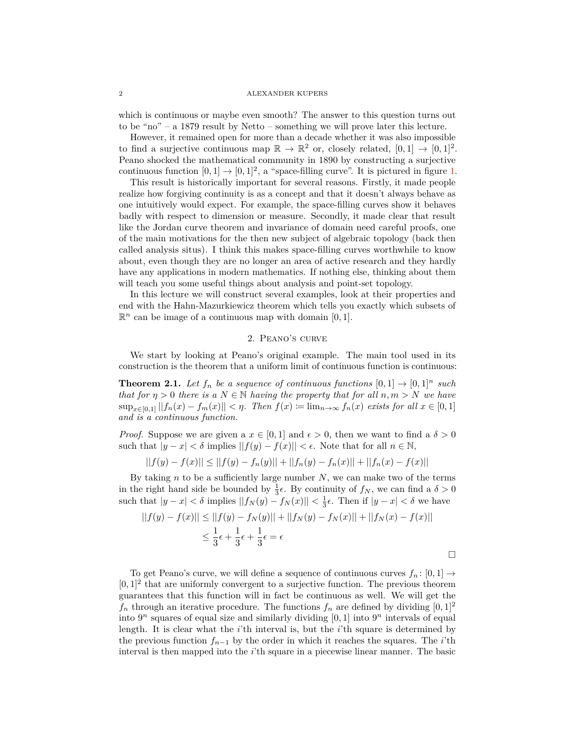which is continuous or maybe even smooth? The answer to this question turns out to be "no" – a 1879 result by Netto – something we will prove later this lecture.

However, it remained open for more than a decade whether it was also impossible to find a surjective continuous map $\mathbb{R} \to \mathbb{R}^2$ or, closely related, $[0,1] \to [0,1]^2$. Peano shocked the mathematical community in 1890 by constructing a surjective continuous function $[0,1] \to [0,1]^2$, a "space-filling curve". It is pictured in figure 1.

This result is historically important for several reasons. Firstly, it made people realize how forgiving continuity is as a concept and that it doesn't always behave as one intuitively would expect. For example, the space-filling curves show it behaves badly with respect to dimension or measure. Secondly, it made clear that result like the Jordan curve theorem and invariance of domain need careful proofs, one of the main motivations for the then new subject of algebraic topology (back then called analysis situs). I think this makes space-filling curves worthwhile to know about, even though they are no longer an area of active research and they hardly have any applications in modern mathematics. If nothing else, thinking about them will teach you some useful things about analysis and point-set topology.

In this lecture we will construct several examples, look at their properties and end with the Hahn-Mazurkiewicz theorem which tells you exactly which subsets of $\mathbb{R}^n$ can be image of a continuous map with domain $[0,1]$.

## 2. Peano's curve

We start by looking at Peano's original example. The main tool used in its construction is the theorem that a uniform limit of continuous function is continuous:

**Theorem 2.1.** *Let $f_n$ be a sequence of continuous functions $[0,1] \to [0,1]^n$ such that for $\eta > 0$ there is a $N \in \mathbb{N}$ having the property that for all $n, m > N$ we have $\sup_{x \in [0,1]} ||f_n(x) - f_m(x)|| < \eta$. Then $f(x) := \lim_{n\to\infty} f_n(x)$ exists for all $x \in [0,1]$ and is a continuous function.*

*Proof.* Suppose we are given a $x \in [0,1]$ and $\epsilon > 0$, then we want to find a $\delta > 0$ such that $|y - x| < \delta$ implies $||f(y) - f(x)|| < \epsilon$. Note that for all $n \in \mathbb{N}$,

$$||f(y) - f(x)|| \leq ||f(y) - f_n(y)|| + ||f_n(y) - f_n(x)|| + ||f_n(x) - f(x)||$$

By taking $n$ to be a sufficiently large number $N$, we can make two of the terms in the right hand side be bounded by $\frac{1}{3}\epsilon$. By continuity of $f_N$, we can find a $\delta > 0$ such that $|y - x| < \delta$ implies $||f_N(y) - f_N(x)|| < \frac{1}{3}\epsilon$. Then if $|y - x| < \delta$ we have

$$\begin{aligned}||f(y) - f(x)|| &\leq ||f(y) - f_N(y)|| + ||f_N(y) - f_N(x)|| + ||f_N(x) - f(x)|| \\ &\leq \frac{1}{3}\epsilon + \frac{1}{3}\epsilon + \frac{1}{3}\epsilon = \epsilon\end{aligned}$$

□

To get Peano's curve, we will define a sequence of continuous curves $f_n \colon [0,1] \to [0,1]^2$ that are uniformly convergent to a surjective function. The previous theorem guarantees that this function will in fact be continuous as well. We will get the $f_n$ through an iterative procedure. The functions $f_n$ are defined by dividing $[0,1]^2$ into $9^n$ squares of equal size and similarly dividing $[0,1]$ into $9^n$ intervals of equal length. It is clear what the $i$'th interval is, but the $i$'th square is determined by the previous function $f_{n-1}$ by the order in which it reaches the squares. The $i$'th interval is then mapped into the $i$'th square in a piecewise linear manner. The basic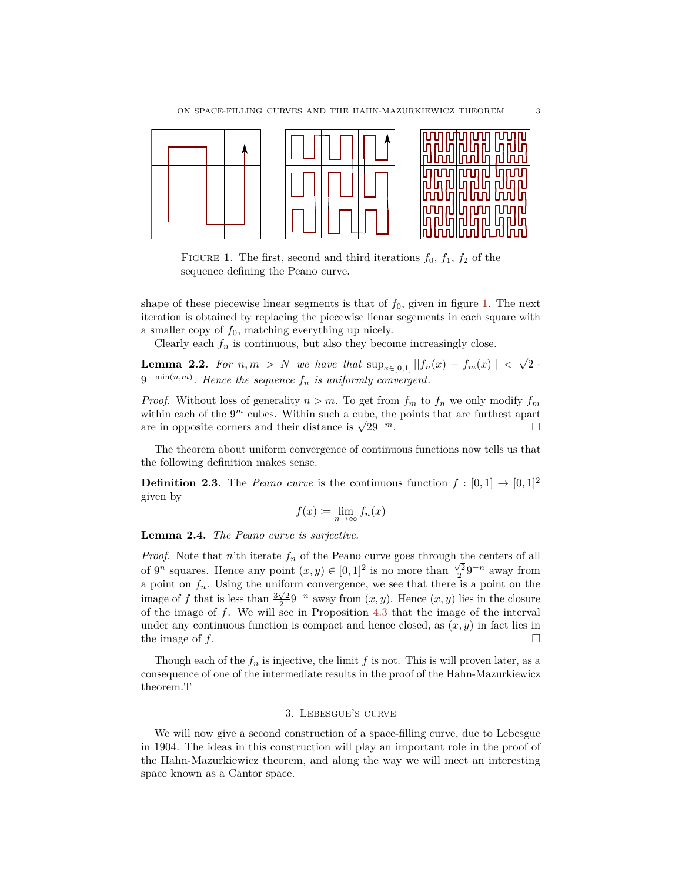FIGURE 1. The first, second and third iterations $f_0$, $f_1$, $f_2$ of the sequence defining the Peano curve.

shape of these piecewise linear segments is that of $f_0$, given in figure 1. The next iteration is obtained by replacing the piecewise lienar segements in each square with a smaller copy of $f_0$, matching everything up nicely.

Clearly each $f_n$ is continuous, but also they become increasingly close.

**Lemma 2.2.** *For $n, m > N$ we have that $\sup_{x \in [0,1]} ||f_n(x) - f_m(x)|| < \sqrt{2} \cdot 9^{-\min(n,m)}$. Hence the sequence $f_n$ is uniformly convergent.*

*Proof.* Without loss of generality $n > m$. To get from $f_m$ to $f_n$ we only modify $f_m$ within each of the $9^m$ cubes. Within such a cube, the points that are furthest apart are in opposite corners and their distance is $\sqrt{2}9^{-m}$. □

The theorem about uniform convergence of continuous functions now tells us that the following definition makes sense.

**Definition 2.3.** The *Peano curve* is the continuous function $f : [0,1] \to [0,1]^2$ given by

$$f(x) \coloneqq \lim_{n \to \infty} f_n(x)$$

**Lemma 2.4.** *The Peano curve is surjective.*

*Proof.* Note that $n$'th iterate $f_n$ of the Peano curve goes through the centers of all of $9^n$ squares. Hence any point $(x, y) \in [0,1]^2$ is no more than $\frac{\sqrt{2}}{2}9^{-n}$ away from a point on $f_n$. Using the uniform convergence, we see that there is a point on the image of $f$ that is less than $\frac{3\sqrt{2}}{2}9^{-n}$ away from $(x, y)$. Hence $(x, y)$ lies in the closure of the image of $f$. We will see in Proposition 4.3 that the image of the interval under any continuous function is compact and hence closed, as $(x, y)$ in fact lies in the image of $f$. □

Though each of the $f_n$ is injective, the limit $f$ is not. This is will proven later, as a consequence of one of the intermediate results in the proof of the Hahn-Mazurkiewicz theorem.T

## 3. Lebesgue's curve

We will now give a second construction of a space-filling curve, due to Lebesgue in 1904. The ideas in this construction will play an important role in the proof of the Hahn-Mazurkiewicz theorem, and along the way we will meet an interesting space known as a Cantor space.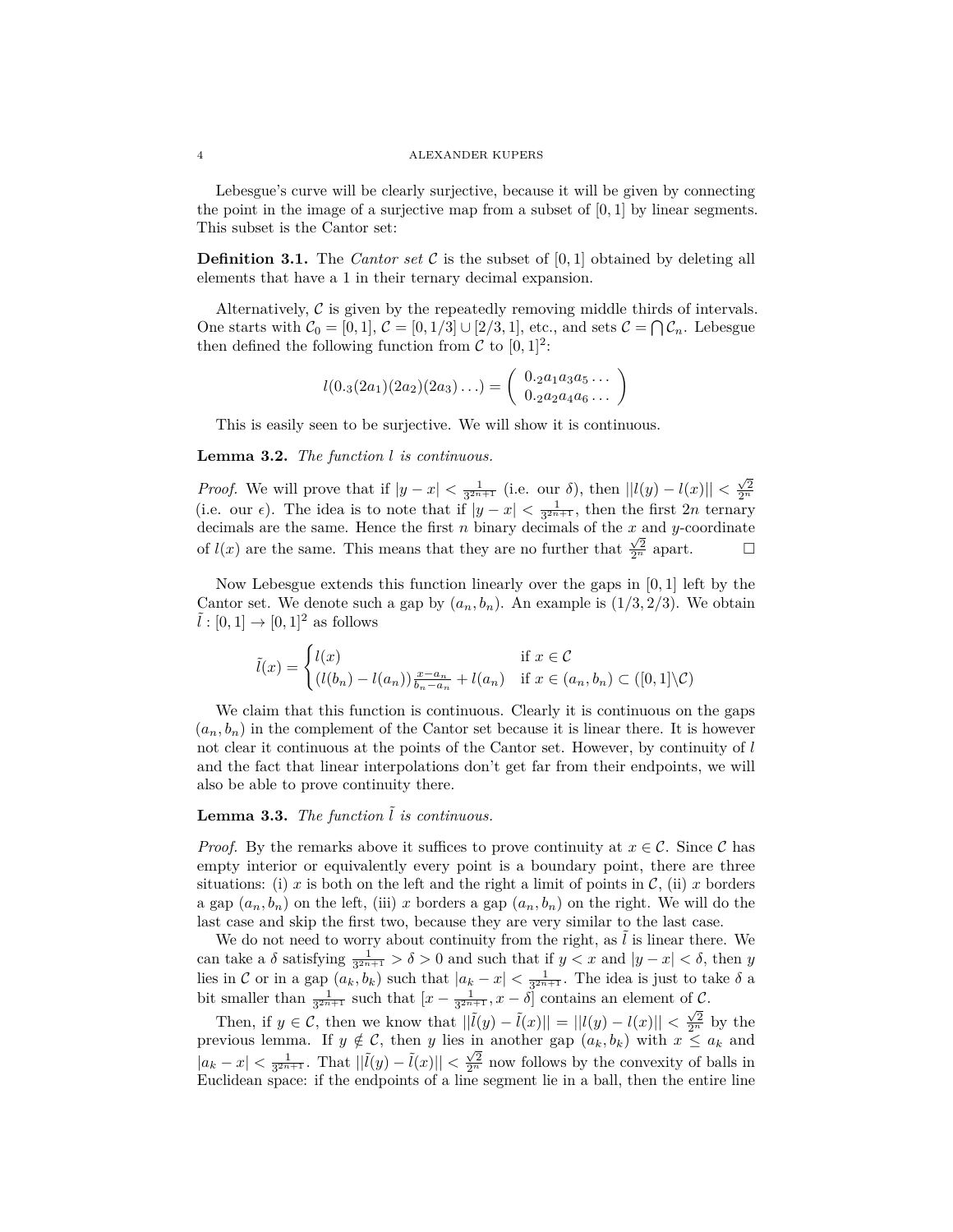Lebesgue's curve will be clearly surjective, because it will be given by connecting the point in the image of a surjective map from a subset of $[0,1]$ by linear segments. This subset is the Cantor set:

**Definition 3.1.** The *Cantor set* $\mathcal{C}$ is the subset of $[0,1]$ obtained by deleting all elements that have a 1 in their ternary decimal expansion.

Alternatively, $\mathcal{C}$ is given by the repeatedly removing middle thirds of intervals. One starts with $\mathcal{C}_0 = [0,1]$, $\mathcal{C} = [0,1/3] \cup [2/3,1]$, etc., and sets $\mathcal{C} = \bigcap \mathcal{C}_n$. Lebesgue then defined the following function from $\mathcal{C}$ to $[0,1]^2$:

$$l(0._3(2a_1)(2a_2)(2a_3)\ldots) = \begin{pmatrix} 0._2a_1a_3a_5\ldots \\ 0._2a_2a_4a_6\ldots \end{pmatrix}$$

This is easily seen to be surjective. We will show it is continuous.

**Lemma 3.2.** *The function $l$ is continuous.*

*Proof.* We will prove that if $|y-x| < \frac{1}{3^{2n+1}}$ (i.e. our $\delta$), then $||l(y)-l(x)|| < \frac{\sqrt{2}}{2^n}$ (i.e. our $\epsilon$). The idea is to note that if $|y-x| < \frac{1}{3^{2n+1}}$, then the first $2n$ ternary decimals are the same. Hence the first $n$ binary decimals of the $x$ and $y$-coordinate of $l(x)$ are the same. This means that they are no further that $\frac{\sqrt{2}}{2^n}$ apart. $\square$

Now Lebesgue extends this function linearly over the gaps in $[0,1]$ left by the Cantor set. We denote such a gap by $(a_n, b_n)$. An example is $(1/3, 2/3)$. We obtain $\tilde{l} : [0,1] \to [0,1]^2$ as follows

$$\tilde{l}(x) = \begin{cases} l(x) & \text{if } x \in \mathcal{C} \\ (l(b_n) - l(a_n))\frac{x-a_n}{b_n-a_n} + l(a_n) & \text{if } x \in (a_n,b_n) \subset ([0,1]\backslash\mathcal{C}) \end{cases}$$

We claim that this function is continuous. Clearly it is continuous on the gaps $(a_n, b_n)$ in the complement of the Cantor set because it is linear there. It is however not clear it continuous at the points of the Cantor set. However, by continuity of $l$ and the fact that linear interpolations don't get far from their endpoints, we will also be able to prove continuity there.

**Lemma 3.3.** *The function $\tilde{l}$ is continuous.*

*Proof.* By the remarks above it suffices to prove continuity at $x \in \mathcal{C}$. Since $\mathcal{C}$ has empty interior or equivalently every point is a boundary point, there are three situations: (i) $x$ is both on the left and the right a limit of points in $\mathcal{C}$, (ii) $x$ borders a gap $(a_n, b_n)$ on the left, (iii) $x$ borders a gap $(a_n, b_n)$ on the right. We will do the last case and skip the first two, because they are very similar to the last case.

We do not need to worry about continuity from the right, as $\tilde{l}$ is linear there. We can take a $\delta$ satisfying $\frac{1}{3^{2n+1}} > \delta > 0$ and such that if $y < x$ and $|y-x| < \delta$, then $y$ lies in $\mathcal{C}$ or in a gap $(a_k, b_k)$ such that $|a_k - x| < \frac{1}{3^{2n+1}}$. The idea is just to take $\delta$ a bit smaller than $\frac{1}{3^{2n+1}}$ such that $[x - \frac{1}{3^{2n+1}}, x - \delta]$ contains an element of $\mathcal{C}$.

Then, if $y \in \mathcal{C}$, then we know that $||\tilde{l}(y) - \tilde{l}(x)|| = ||l(y) - l(x)|| < \frac{\sqrt{2}}{2^n}$ by the previous lemma. If $y \notin \mathcal{C}$, then $y$ lies in another gap $(a_k, b_k)$ with $x \leq a_k$ and $|a_k - x| < \frac{1}{3^{2n+1}}$. That $||\tilde{l}(y) - \tilde{l}(x)|| < \frac{\sqrt{2}}{2^n}$ now follows by the convexity of balls in Euclidean space: if the endpoints of a line segment lie in a ball, then the entire line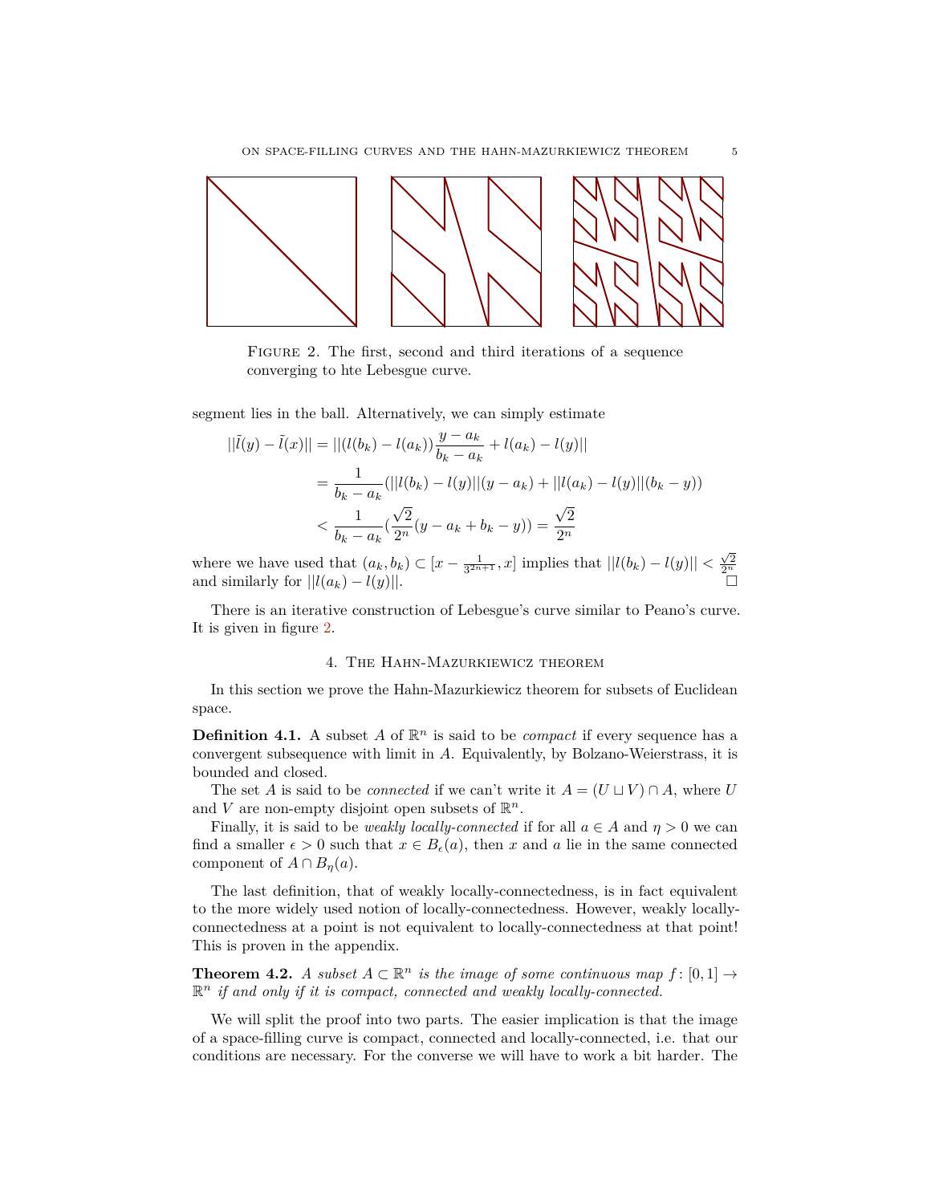FIGURE 2. The first, second and third iterations of a sequence converging to hte Lebesgue curve.

segment lies in the ball. Alternatively, we can simply estimate

$$
\begin{aligned}
||\tilde{l}(y) - \tilde{l}(x)|| &= ||(l(b_k) - l(a_k))\frac{y - a_k}{b_k - a_k} + l(a_k) - l(y)|| \\
&= \frac{1}{b_k - a_k}(||l(b_k) - l(y)||(y - a_k) + ||l(a_k) - l(y)||(b_k - y)) \\
&< \frac{1}{b_k - a_k}(\frac{\sqrt{2}}{2^n}(y - a_k + b_k - y)) = \frac{\sqrt{2}}{2^n}
\end{aligned}
$$

where we have used that $(a_k, b_k) \subset [x - \frac{1}{3^{2n+1}}, x]$ implies that $||l(b_k) - l(y)|| < \frac{\sqrt{2}}{2^n}$ and similarly for $||l(a_k) - l(y)||$. $\square$

There is an iterative construction of Lebesgue's curve similar to Peano's curve. It is given in figure 2.

## 4. The Hahn-Mazurkiewicz theorem

In this section we prove the Hahn-Mazurkiewicz theorem for subsets of Euclidean space.

**Definition 4.1.** A subset $A$ of $\mathbb{R}^n$ is said to be *compact* if every sequence has a convergent subsequence with limit in $A$. Equivalently, by Bolzano-Weierstrass, it is bounded and closed.

The set $A$ is said to be *connected* if we can't write it $A = (U \sqcup V) \cap A$, where $U$ and $V$ are non-empty disjoint open subsets of $\mathbb{R}^n$.

Finally, it is said to be *weakly locally-connected* if for all $a \in A$ and $\eta > 0$ we can find a smaller $\epsilon > 0$ such that $x \in B_\epsilon(a)$, then $x$ and $a$ lie in the same connected component of $A \cap B_\eta(a)$.

The last definition, that of weakly locally-connectedness, is in fact equivalent to the more widely used notion of locally-connectedness. However, weakly locally-connectedness at a point is not equivalent to locally-connectedness at that point! This is proven in the appendix.

**Theorem 4.2.** *A subset $A \subset \mathbb{R}^n$ is the image of some continuous map $f\colon [0, 1] \to \mathbb{R}^n$ if and only if it is compact, connected and weakly locally-connected.*

We will split the proof into two parts. The easier implication is that the image of a space-filling curve is compact, connected and locally-connected, i.e. that our conditions are necessary. For the converse we will have to work a bit harder. The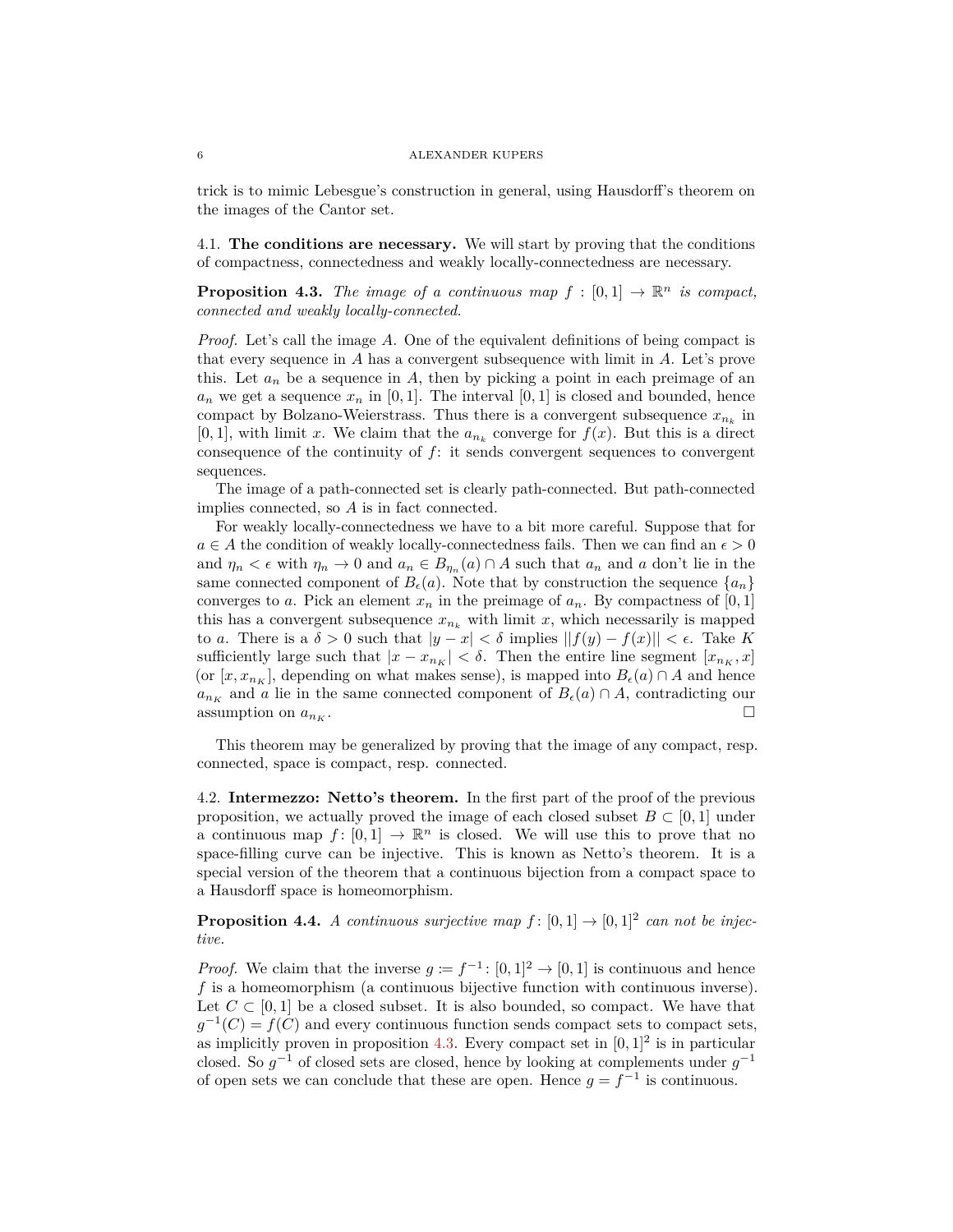trick is to mimic Lebesgue's construction in general, using Hausdorff's theorem on the images of the Cantor set.

4.1. **The conditions are necessary.** We will start by proving that the conditions of compactness, connectedness and weakly locally-connectedness are necessary.

**Proposition 4.3.** *The image of a continuous map $f : [0,1] \to \mathbb{R}^n$ is compact, connected and weakly locally-connected.*

*Proof.* Let's call the image $A$. One of the equivalent definitions of being compact is that every sequence in $A$ has a convergent subsequence with limit in $A$. Let's prove this. Let $a_n$ be a sequence in $A$, then by picking a point in each preimage of an $a_n$ we get a sequence $x_n$ in $[0,1]$. The interval $[0,1]$ is closed and bounded, hence compact by Bolzano-Weierstrass. Thus there is a convergent subsequence $x_{n_k}$ in $[0,1]$, with limit $x$. We claim that the $a_{n_k}$ converge for $f(x)$. But this is a direct consequence of the continuity of $f$: it sends convergent sequences to convergent sequences.

The image of a path-connected set is clearly path-connected. But path-connected implies connected, so $A$ is in fact connected.

For weakly locally-connectedness we have to a bit more careful. Suppose that for $a \in A$ the condition of weakly locally-connectedness fails. Then we can find an $\epsilon > 0$ and $\eta_n < \epsilon$ with $\eta_n \to 0$ and $a_n \in B_{\eta_n}(a) \cap A$ such that $a_n$ and $a$ don't lie in the same connected component of $B_\epsilon(a)$. Note that by construction the sequence $\{a_n\}$ converges to $a$. Pick an element $x_n$ in the preimage of $a_n$. By compactness of $[0,1]$ this has a convergent subsequence $x_{n_k}$ with limit $x$, which necessarily is mapped to $a$. There is a $\delta > 0$ such that $|y - x| < \delta$ implies $||f(y) - f(x)|| < \epsilon$. Take $K$ sufficiently large such that $|x - x_{n_K}| < \delta$. Then the entire line segment $[x_{n_K}, x]$ (or $[x, x_{n_K}]$, depending on what makes sense), is mapped into $B_\epsilon(a) \cap A$ and hence $a_{n_K}$ and $a$ lie in the same connected component of $B_\epsilon(a) \cap A$, contradicting our assumption on $a_{n_K}$. □

This theorem may be generalized by proving that the image of any compact, resp. connected, space is compact, resp. connected.

4.2. **Intermezzo: Netto's theorem.** In the first part of the proof of the previous proposition, we actually proved the image of each closed subset $B \subset [0,1]$ under a continuous map $f\colon [0,1] \to \mathbb{R}^n$ is closed. We will use this to prove that no space-filling curve can be injective. This is known as Netto's theorem. It is a special version of the theorem that a continuous bijection from a compact space to a Hausdorff space is homeomorphism.

**Proposition 4.4.** *A continuous surjective map $f\colon [0,1] \to [0,1]^2$ can not be injective.*

*Proof.* We claim that the inverse $g := f^{-1}\colon [0,1]^2 \to [0,1]$ is continuous and hence $f$ is a homeomorphism (a continuous bijective function with continuous inverse). Let $C \subset [0,1]$ be a closed subset. It is also bounded, so compact. We have that $g^{-1}(C) = f(C)$ and every continuous function sends compact sets to compact sets, as implicitly proven in proposition 4.3. Every compact set in $[0,1]^2$ is in particular closed. So $g^{-1}$ of closed sets are closed, hence by looking at complements under $g^{-1}$ of open sets we can conclude that these are open. Hence $g = f^{-1}$ is continuous.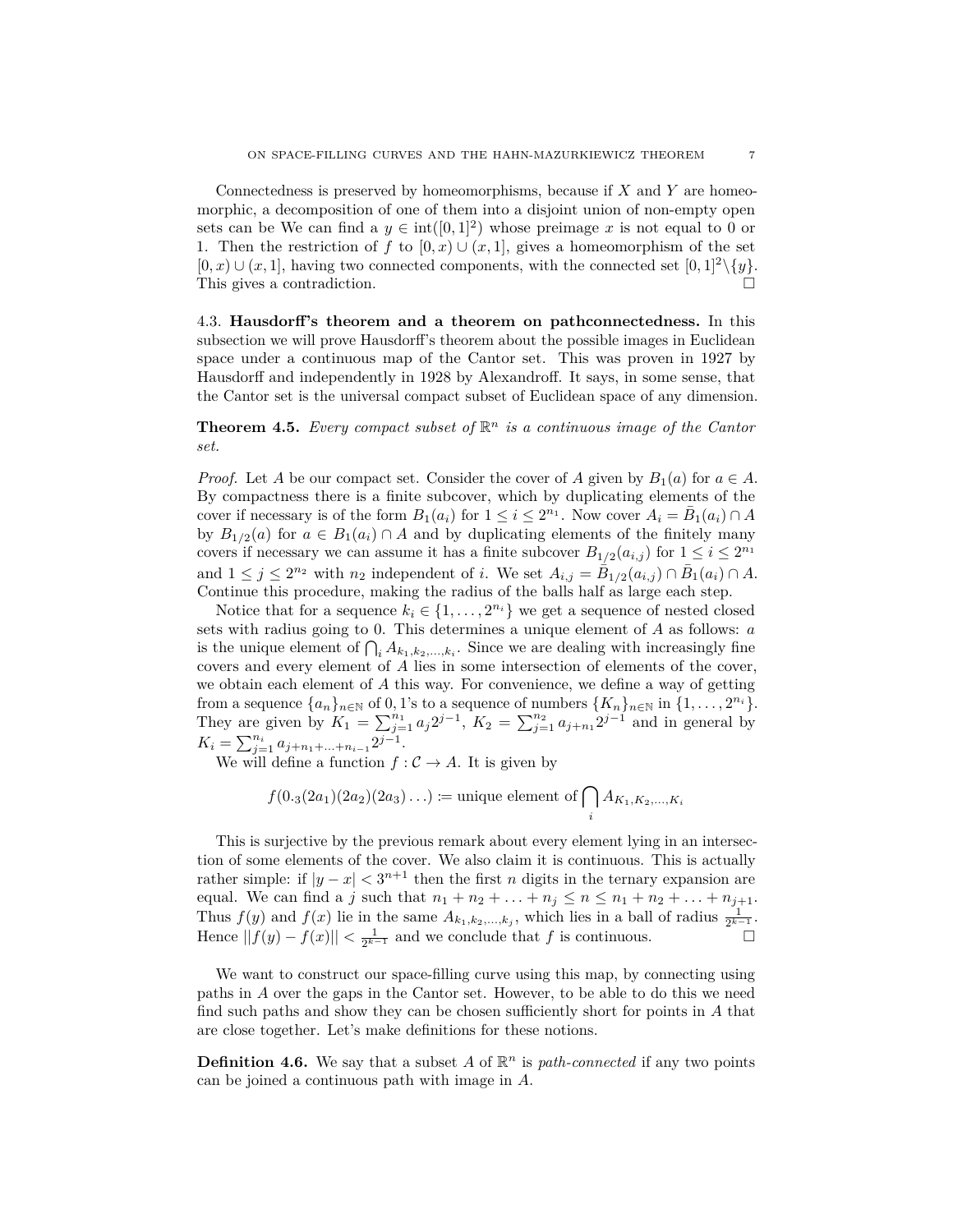Connectedness is preserved by homeomorphisms, because if $X$ and $Y$ are homeomorphic, a decomposition of one of them into a disjoint union of non-empty open sets can be We can find a $y \in \text{int}([0,1]^2)$ whose preimage $x$ is not equal to 0 or 1. Then the restriction of $f$ to $[0,x) \cup (x,1]$, gives a homeomorphism of the set $[0,x) \cup (x,1]$, having two connected components, with the connected set $[0,1]^2 \backslash \{y\}$. This gives a contradiction. □

### 4.3. Hausdorff's theorem and a theorem on pathconnectedness.

In this subsection we will prove Hausdorff's theorem about the possible images in Euclidean space under a continuous map of the Cantor set. This was proven in 1927 by Hausdorff and independently in 1928 by Alexandroff. It says, in some sense, that the Cantor set is the universal compact subset of Euclidean space of any dimension.

**Theorem 4.5.** *Every compact subset of $\mathbb{R}^n$ is a continuous image of the Cantor set.*

*Proof.* Let $A$ be our compact set. Consider the cover of $A$ given by $B_1(a)$ for $a \in A$. By compactness there is a finite subcover, which by duplicating elements of the cover if necessary is of the form $B_1(a_i)$ for $1 \leq i \leq 2^{n_1}$. Now cover $A_i = \bar{B}_1(a_i) \cap A$ by $B_{1/2}(a)$ for $a \in B_1(a_i) \cap A$ and by duplicating elements of the finitely many covers if necessary we can assume it has a finite subcover $B_{1/2}(a_{i,j})$ for $1 \leq i \leq 2^{n_1}$ and $1 \leq j \leq 2^{n_2}$ with $n_2$ independent of $i$. We set $A_{i,j} = \bar{B}_{1/2}(a_{i,j}) \cap \bar{B}_1(a_i) \cap A$. Continue this procedure, making the radius of the balls half as large each step.

Notice that for a sequence $k_i \in \{1, \ldots, 2^{n_i}\}$ we get a sequence of nested closed sets with radius going to 0. This determines a unique element of $A$ as follows: $a$ is the unique element of $\bigcap_i A_{k_1,k_2,\ldots,k_i}$. Since we are dealing with increasingly fine covers and every element of $A$ lies in some intersection of elements of the cover, we obtain each element of $A$ this way. For convenience, we define a way of getting from a sequence $\{a_n\}_{n \in \mathbb{N}}$ of 0, 1's to a sequence of numbers $\{K_n\}_{n \in \mathbb{N}}$ in $\{1, \ldots, 2^{n_i}\}$. They are given by $K_1 = \sum_{j=1}^{n_1} a_j 2^{j-1}$, $K_2 = \sum_{j=1}^{n_2} a_{j+n_1} 2^{j-1}$ and in general by $K_i = \sum_{j=1}^{n_i} a_{j+n_1+\ldots+n_{i-1}} 2^{j-1}$.

We will define a function $f : \mathcal{C} \to A$. It is given by

$$f(0._3(2a_1)(2a_2)(2a_3)\ldots) := \text{unique element of} \bigcap_i A_{K_1,K_2,\ldots,K_i}$$

This is surjective by the previous remark about every element lying in an intersection of some elements of the cover. We also claim it is continuous. This is actually rather simple: if $|y - x| < 3^{n+1}$ then the first $n$ digits in the ternary expansion are equal. We can find a $j$ such that $n_1 + n_2 + \ldots + n_j \leq n \leq n_1 + n_2 + \ldots + n_{j+1}$. Thus $f(y)$ and $f(x)$ lie in the same $A_{k_1,k_2,\ldots,k_j}$, which lies in a ball of radius $\frac{1}{2^{k-1}}$. Hence $||f(y) - f(x)|| < \frac{1}{2^{k-1}}$ and we conclude that $f$ is continuous. □

We want to construct our space-filling curve using this map, by connecting using paths in $A$ over the gaps in the Cantor set. However, to be able to do this we need find such paths and show they can be chosen sufficiently short for points in $A$ that are close together. Let's make definitions for these notions.

**Definition 4.6.** We say that a subset $A$ of $\mathbb{R}^n$ is *path-connected* if any two points can be joined a continuous path with image in $A$.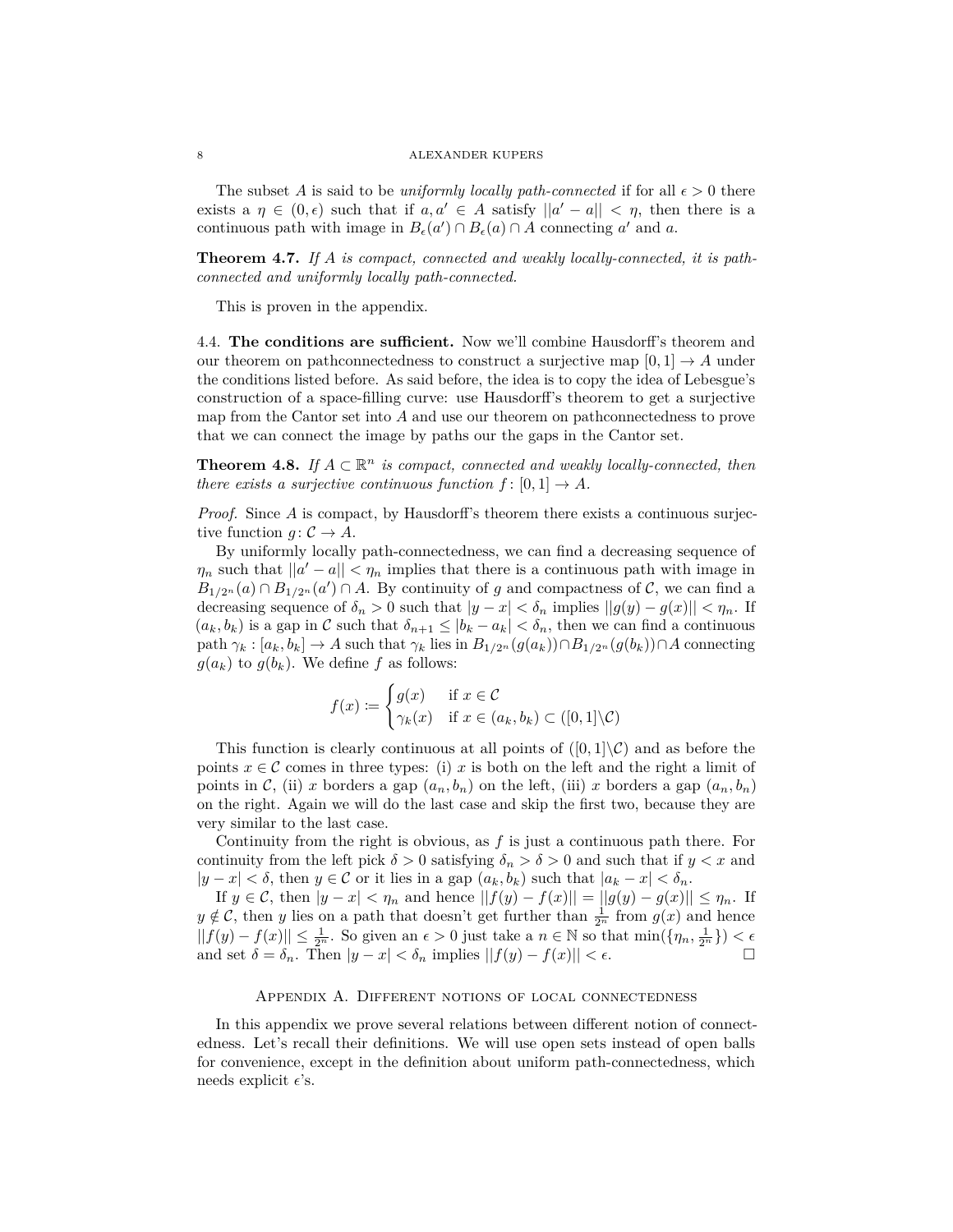The subset $A$ is said to be *uniformly locally path-connected* if for all $\epsilon > 0$ there exists a $\eta \in (0, \epsilon)$ such that if $a, a' \in A$ satisfy $||a' - a|| < \eta$, then there is a continuous path with image in $B_\epsilon(a') \cap B_\epsilon(a) \cap A$ connecting $a'$ and $a$.

**Theorem 4.7.** *If $A$ is compact, connected and weakly locally-connected, it is path-connected and uniformly locally path-connected.*

This is proven in the appendix.

4.4. **The conditions are sufficient.** Now we'll combine Hausdorff's theorem and our theorem on pathconnectedness to construct a surjective map $[0, 1] \to A$ under the conditions listed before. As said before, the idea is to copy the idea of Lebesgue's construction of a space-filling curve: use Hausdorff's theorem to get a surjective map from the Cantor set into $A$ and use our theorem on pathconnectedness to prove that we can connect the image by paths our the gaps in the Cantor set.

**Theorem 4.8.** *If $A \subset \mathbb{R}^n$ is compact, connected and weakly locally-connected, then there exists a surjective continuous function $f : [0, 1] \to A$.*

*Proof.* Since $A$ is compact, by Hausdorff's theorem there exists a continuous surjective function $g : \mathcal{C} \to A$.

By uniformly locally path-connectedness, we can find a decreasing sequence of $\eta_n$ such that $||a' - a|| < \eta_n$ implies that there is a continuous path with image in $B_{1/2^n}(a) \cap B_{1/2^n}(a') \cap A$. By continuity of $g$ and compactness of $\mathcal{C}$, we can find a decreasing sequence of $\delta_n > 0$ such that $|y - x| < \delta_n$ implies $||g(y) - g(x)|| < \eta_n$. If $(a_k, b_k)$ is a gap in $\mathcal{C}$ such that $\delta_{n+1} \leq |b_k - a_k| < \delta_n$, then we can find a continuous path $\gamma_k : [a_k, b_k] \to A$ such that $\gamma_k$ lies in $B_{1/2^n}(g(a_k)) \cap B_{1/2^n}(g(b_k)) \cap A$ connecting $g(a_k)$ to $g(b_k)$. We define $f$ as follows:

$$f(x) := \begin{cases} g(x) & \text{if } x \in \mathcal{C} \\ \gamma_k(x) & \text{if } x \in (a_k, b_k) \subset ([0, 1] \backslash \mathcal{C}) \end{cases}$$

This function is clearly continuous at all points of $([0, 1] \backslash \mathcal{C})$ and as before the points $x \in \mathcal{C}$ comes in three types: (i) $x$ is both on the left and the right a limit of points in $\mathcal{C}$, (ii) $x$ borders a gap $(a_n, b_n)$ on the left, (iii) $x$ borders a gap $(a_n, b_n)$ on the right. Again we will do the last case and skip the first two, because they are very similar to the last case.

Continuity from the right is obvious, as $f$ is just a continuous path there. For continuity from the left pick $\delta > 0$ satisfying $\delta_n > \delta > 0$ and such that if $y < x$ and $|y - x| < \delta$, then $y \in \mathcal{C}$ or it lies in a gap $(a_k, b_k)$ such that $|a_k - x| < \delta_n$.

If $y \in \mathcal{C}$, then $|y - x| < \eta_n$ and hence $||f(y) - f(x)|| = ||g(y) - g(x)|| \leq \eta_n$. If $y \notin \mathcal{C}$, then $y$ lies on a path that doesn't get further than $\frac{1}{2^n}$ from $g(x)$ and hence $||f(y) - f(x)|| \leq \frac{1}{2^n}$. So given an $\epsilon > 0$ just take a $n \in \mathbb{N}$ so that $\min(\{\eta_n, \frac{1}{2^n}\}) < \epsilon$ and set $\delta = \delta_n$. Then $|y - x| < \delta_n$ implies $||f(y) - f(x)|| < \epsilon$. □

## Appendix A. Different notions of local connectedness

In this appendix we prove several relations between different notion of connectedness. Let's recall their definitions. We will use open sets instead of open balls for convenience, except in the definition about uniform path-connectedness, which needs explicit $\epsilon$'s.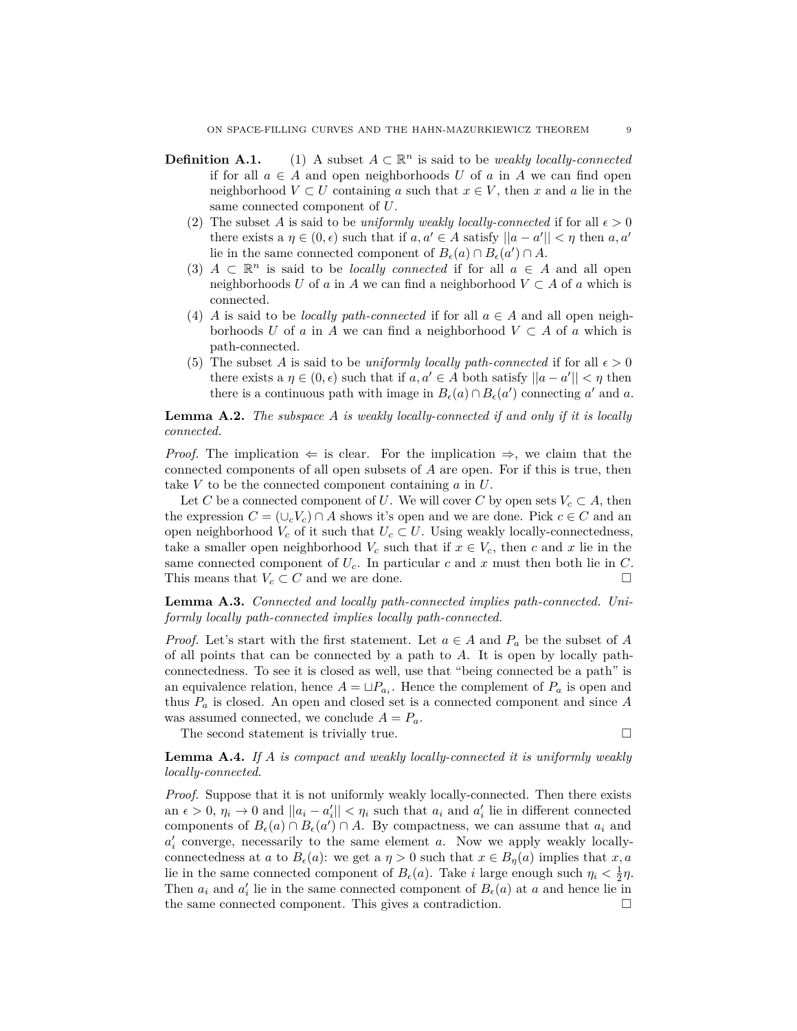**Definition A.1.** (1) A subset $A \subset \mathbb{R}^n$ is said to be *weakly locally-connected* if for all $a \in A$ and open neighborhoods $U$ of $a$ in $A$ we can find open neighborhood $V \subset U$ containing $a$ such that $x \in V$, then $x$ and $a$ lie in the same connected component of $U$.

(2) The subset $A$ is said to be *uniformly weakly locally-connected* if for all $\epsilon > 0$ there exists a $\eta \in (0, \epsilon)$ such that if $a, a' \in A$ satisfy $||a - a'|| < \eta$ then $a, a'$ lie in the same connected component of $B_\epsilon(a) \cap B_\epsilon(a') \cap A$.

(3) $A \subset \mathbb{R}^n$ is said to be *locally connected* if for all $a \in A$ and all open neighborhoods $U$ of $a$ in $A$ we can find a neighborhood $V \subset A$ of $a$ which is connected.

(4) $A$ is said to be *locally path-connected* if for all $a \in A$ and all open neighborhoods $U$ of $a$ in $A$ we can find a neighborhood $V \subset A$ of $a$ which is path-connected.

(5) The subset $A$ is said to be *uniformly locally path-connected* if for all $\epsilon > 0$ there exists a $\eta \in (0, \epsilon)$ such that if $a, a' \in A$ both satisfy $||a - a'|| < \eta$ then there is a continuous path with image in $B_\epsilon(a) \cap B_\epsilon(a')$ connecting $a'$ and $a$.

**Lemma A.2.** *The subspace $A$ is weakly locally-connected if and only if it is locally connected.*

*Proof.* The implication $\Leftarrow$ is clear. For the implication $\Rightarrow$, we claim that the connected components of all open subsets of $A$ are open. For if this is true, then take $V$ to be the connected component containing $a$ in $U$.

Let $C$ be a connected component of $U$. We will cover $C$ by open sets $V_c \subset A$, then the expression $C = (\cup_c V_c) \cap A$ shows it's open and we are done. Pick $c \in C$ and an open neighborhood $V_c$ of it such that $U_c \subset U$. Using weakly locally-connectedness, take a smaller open neighborhood $V_c$ such that if $x \in V_c$, then $c$ and $x$ lie in the same connected component of $U_c$. In particular $c$ and $x$ must then both lie in $C$. This means that $V_c \subset C$ and we are done. □

**Lemma A.3.** *Connected and locally path-connected implies path-connected. Uniformly locally path-connected implies locally path-connected.*

*Proof.* Let's start with the first statement. Let $a \in A$ and $P_a$ be the subset of $A$ of all points that can be connected by a path to $A$. It is open by locally path-connectedness. To see it is closed as well, use that "being connected be a path" is an equivalence relation, hence $A = \sqcup P_{a_i}$. Hence the complement of $P_a$ is open and thus $P_a$ is closed. An open and closed set is a connected component and since $A$ was assumed connected, we conclude $A = P_a$.

The second statement is trivially true. □

**Lemma A.4.** *If $A$ is compact and weakly locally-connected it is uniformly weakly locally-connected.*

*Proof.* Suppose that it is not uniformly weakly locally-connected. Then there exists an $\epsilon > 0$, $\eta_i \to 0$ and $||a_i - a_i'|| < \eta_i$ such that $a_i$ and $a_i'$ lie in different connected components of $B_\epsilon(a) \cap B_\epsilon(a') \cap A$. By compactness, we can assume that $a_i$ and $a_i'$ converge, necessarily to the same element $a$. Now we apply weakly locally-connectedness at $a$ to $B_\epsilon(a)$: we get a $\eta > 0$ such that $x \in B_\eta(a)$ implies that $x, a$ lie in the same connected component of $B_\epsilon(a)$. Take $i$ large enough such $\eta_i < \frac{1}{2}\eta$. Then $a_i$ and $a_i'$ lie in the same connected component of $B_\epsilon(a)$ at $a$ and hence lie in the same connected component. This gives a contradiction. □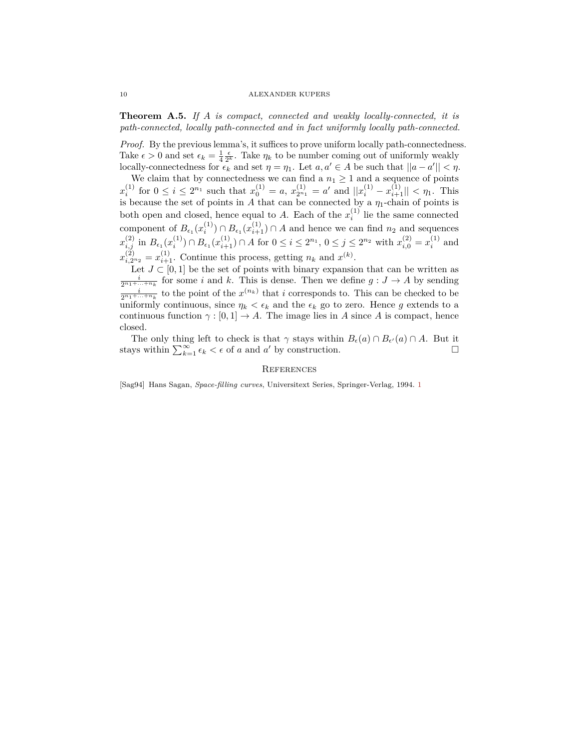**Theorem A.5.** *If $A$ is compact, connected and weakly locally-connected, it is path-connected, locally path-connected and in fact uniformly locally path-connected.*

*Proof.* By the previous lemma's, it suffices to prove uniform locally path-connectedness. Take $\epsilon > 0$ and set $\epsilon_k = \frac{1}{4}\frac{\epsilon}{2^k}$. Take $\eta_k$ to be number coming out of uniformly weakly locally-connectedness for $\epsilon_k$ and set $\eta = \eta_1$. Let $a, a' \in A$ be such that $||a - a'|| < \eta$.

We claim that by connectedness we can find a $n_1 \geq 1$ and a sequence of points $x_i^{(1)}$ for $0 \leq i \leq 2^{n_1}$ such that $x_0^{(1)} = a$, $x_{2^{n_1}}^{(1)} = a'$ and $||x_i^{(1)} - x_{i+1}^{(1)}|| < \eta_1$. This is because the set of points in $A$ that can be connected by a $\eta_1$-chain of points is both open and closed, hence equal to $A$. Each of the $x_i^{(1)}$ lie the same connected component of $B_{\epsilon_1}(x_i^{(1)}) \cap B_{\epsilon_1}(x_{i+1}^{(1)}) \cap A$ and hence we can find $n_2$ and sequences $x_{i,j}^{(2)}$ in $B_{\epsilon_1}(x_i^{(1)}) \cap B_{\epsilon_1}(x_{i+1}^{(1)}) \cap A$ for $0 \leq i \leq 2^{n_1}$, $0 \leq j \leq 2^{n_2}$ with $x_{i,0}^{(2)} = x_i^{(1)}$ and $x_{i,2^{n_2}}^{(2)} = x_{i+1}^{(1)}$. Continue this process, getting $n_k$ and $x^{(k)}$.

Let $J \subset [0,1]$ be the set of points with binary expansion that can be written as $\frac{i}{2^{n_1+\cdots+n_k}}$ for some $i$ and $k$. This is dense. Then we define $g : J \to A$ by sending $\frac{i}{2^{n_1+\cdots+n_k}}$ to the point of the $x^{(n_k)}$ that $i$ corresponds to. This can be checked to be uniformly continuous, since $\eta_k < \epsilon_k$ and the $\epsilon_k$ go to zero. Hence $g$ extends to a continuous function $\gamma : [0,1] \to A$. The image lies in $A$ since $A$ is compact, hence closed.

The only thing left to check is that $\gamma$ stays within $B_\epsilon(a) \cap B_{\epsilon'}(a) \cap A$. But it stays within $\sum_{k=1}^{\infty} \epsilon_k < \epsilon$ of $a$ and $a'$ by construction. $\square$

## References

[Sag94] Hans Sagan, *Space-filling curves*, Universitext Series, Springer-Verlag, 1994. 1